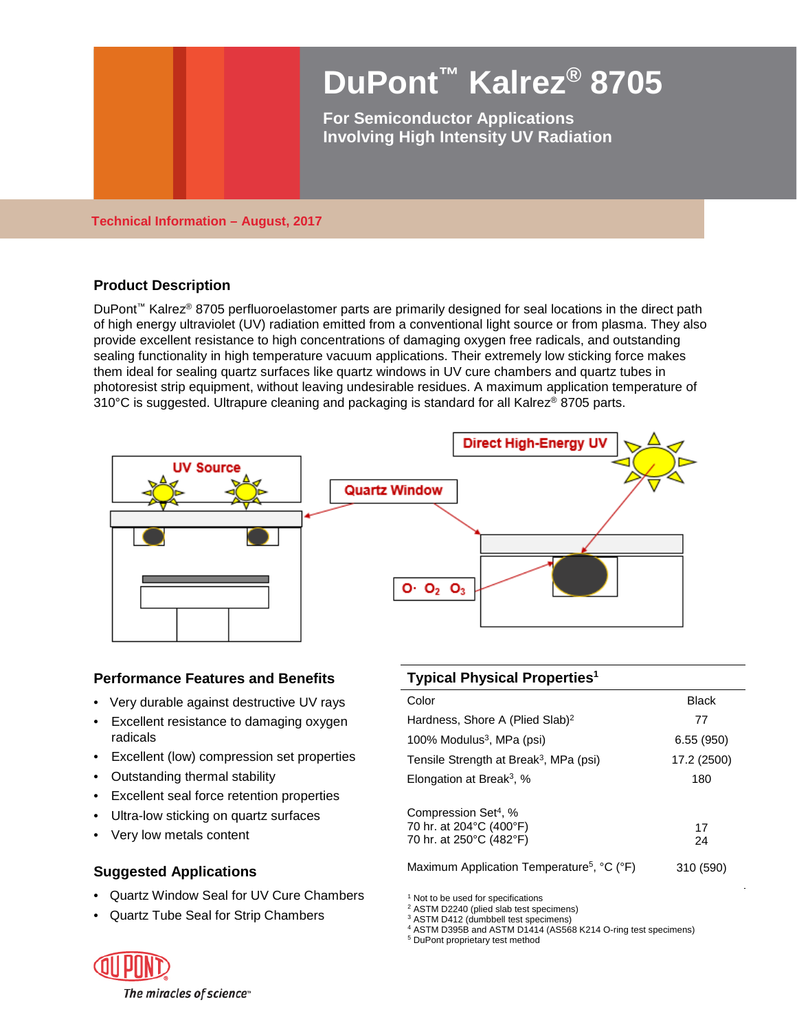# DuPont™ Kalrez® 8705

**For Semiconductor Applications Involving High Intensity UV Radiation**

**Technical Information – August, 2017**

## Product Description

DuPont™ Kalrez® 8705 perfluoroelastomer parts are primarily designed for seal locations in the direct path of high energy ultraviolet (UV) radiation emitted from a conventional light source or from plasma. They also provide excellent resistance to high concentrations of damaging oxygen free radicals, and outstanding sealing functionality in high temperature vacuum applications. Their extremely low sticking force makes them ideal for sealing quartz surfaces like quartz windows in UV cure chambers and quartz tubes in photoresist strip equipment, without leaving undesirable residues. A maximum application temperature of 310°C is suggested. Ultrapure cleaning and packaging is standard for all Kalrez® 8705 parts.

UV Source

Quartz Window

Direct High-Energy UV

O· $O_2$ $O_3$

## Performance Features and Benefits

- Very durable against destructive UV rays
- Excellent resistance to damaging oxygen radicals
- Excellent (low) compression set properties
- Outstanding thermal stability
- Excellent seal force retention properties
- Ultra-low sticking on quartz surfaces
- Very low metals content

## Suggested Applications

- Quartz Window Seal for UV Cure Chambers
- Quartz Tube Seal for Strip Chambers

## Typical Physical Properties[1]

| Property | Value |
|---|---|
| Color | Black |
| Hardness, Shore A (Plied Slab)[2] | 77 |
| 100% Modulus[3], MPa (psi) | 6.55 (950) |
| Tensile Strength at Break[3], MPa (psi) | 17.2 (2500) |
| Elongation at Break[3], % | 180 |
| Compression Set[4], % | |
| 70 hr. at 204°C (400°F) | 17 |
| 70 hr. at 250°C (482°F) | 24 |
| Maximum Application Temperature[5], °C (°F) | 310 (590) |

[1] Not to be used for specifications
[2] ASTM D2240 (plied slab test specimens)
[3] ASTM D412 (dumbbell test specimens)
[4] ASTM D395B and ASTM D1414 (AS568 K214 O-ring test specimens)
[5] DuPont proprietary test method

DUPONT *The miracles of science™*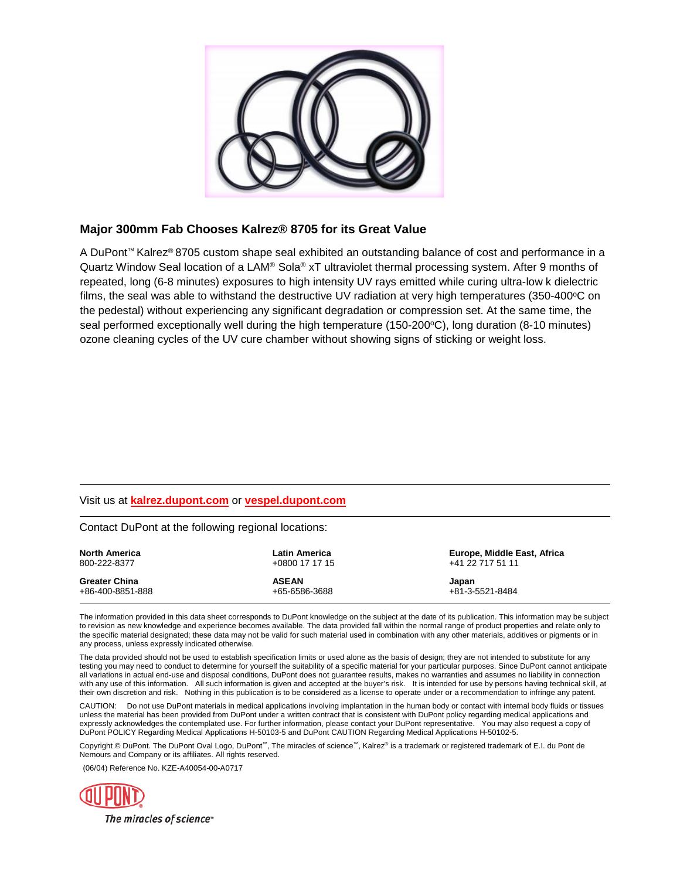### Major 300mm Fab Chooses Kalrez® 8705 for its Great Value

A DuPont™ Kalrez® 8705 custom shape seal exhibited an outstanding balance of cost and performance in a Quartz Window Seal location of a LAM® Sola® xT ultraviolet thermal processing system. After 9 months of repeated, long (6-8 minutes) exposures to high intensity UV rays emitted while curing ultra-low k dielectric films, the seal was able to withstand the destructive UV radiation at very high temperatures (350-400°C on the pedestal) without experiencing any significant degradation or compression set. At the same time, the seal performed exceptionally well during the high temperature (150-200°C), long duration (8-10 minutes) ozone cleaning cycles of the UV cure chamber without showing signs of sticking or weight loss.

---

Visit us at **kalrez.dupont.com** or **vespel.dupont.com**

---

Contact DuPont at the following regional locations:

| | | |
|---|---|---|
| **North America**<br>800-222-8377 | **Latin America**<br>+0800 17 17 15 | **Europe, Middle East, Africa**<br>+41 22 717 51 11 |
| **Greater China**<br>+86-400-8851-888 | **ASEAN**<br>+65-6586-3688 | **Japan**<br>+81-3-5521-8484 |

---

The information provided in this data sheet corresponds to DuPont knowledge on the subject at the date of its publication. This information may be subject to revision as new knowledge and experience becomes available. The data provided fall within the normal range of product properties and relate only to the specific material designated; these data may not be valid for such material used in combination with any other materials, additives or pigments or in any process, unless expressly indicated otherwise.

The data provided should not be used to establish specification limits or used alone as the basis of design; they are not intended to substitute for any testing you may need to conduct to determine for yourself the suitability of a specific material for your particular purposes. Since DuPont cannot anticipate all variations in actual end-use and disposal conditions, DuPont does not guarantee results, makes no warranties and assumes no liability in connection with any use of this information. All such information is given and accepted at the buyer's risk. It is intended for use by persons having technical skill, at their own discretion and risk. Nothing in this publication is to be considered as a license to operate under or a recommendation to infringe any patent.

CAUTION: Do not use DuPont materials in medical applications involving implantation in the human body or contact with internal body fluids or tissues unless the material has been provided from DuPont under a written contract that is consistent with DuPont policy regarding medical applications and expressly acknowledges the contemplated use. For further information, please contact your DuPont representative. You may also request a copy of DuPont POLICY Regarding Medical Applications H-50103-5 and DuPont CAUTION Regarding Medical Applications H-50102-5.

Copyright © DuPont. The DuPont Oval Logo, DuPont™, The miracles of science™, Kalrez® is a trademark or registered trademark of E.I. du Pont de Nemours and Company or its affiliates. All rights reserved.

(06/04) Reference No. KZE-A40054-00-A0717

DUPONT

*The miracles of science™*